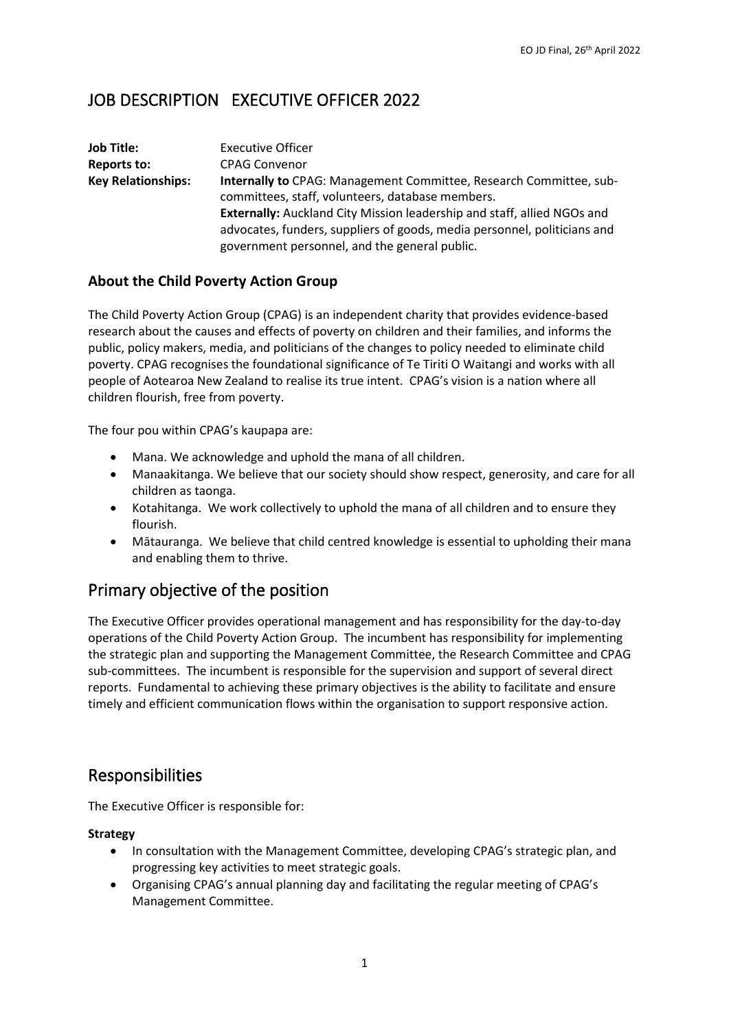# JOB DESCRIPTION EXECUTIVE OFFICER 2022

| | |
|---|---|
| **Job Title:** | Executive Officer |
| **Reports to:** | CPAG Convenor |
| **Key Relationships:** | **Internally to** CPAG: Management Committee, Research Committee, sub-committees, staff, volunteers, database members.<br>**Externally:** Auckland City Mission leadership and staff, allied NGOs and advocates, funders, suppliers of goods, media personnel, politicians and government personnel, and the general public. |

### About the Child Poverty Action Group

The Child Poverty Action Group (CPAG) is an independent charity that provides evidence-based research about the causes and effects of poverty on children and their families, and informs the public, policy makers, media, and politicians of the changes to policy needed to eliminate child poverty. CPAG recognises the foundational significance of Te Tiriti O Waitangi and works with all people of Aotearoa New Zealand to realise its true intent. CPAG's vision is a nation where all children flourish, free from poverty.

The four pou within CPAG's kaupapa are:

- Mana. We acknowledge and uphold the mana of all children.
- Manaakitanga. We believe that our society should show respect, generosity, and care for all children as taonga.
- Kotahitanga. We work collectively to uphold the mana of all children and to ensure they flourish.
- Mātauranga. We believe that child centred knowledge is essential to upholding their mana and enabling them to thrive.

## Primary objective of the position

The Executive Officer provides operational management and has responsibility for the day-to-day operations of the Child Poverty Action Group. The incumbent has responsibility for implementing the strategic plan and supporting the Management Committee, the Research Committee and CPAG sub-committees. The incumbent is responsible for the supervision and support of several direct reports. Fundamental to achieving these primary objectives is the ability to facilitate and ensure timely and efficient communication flows within the organisation to support responsive action.

## Responsibilities

The Executive Officer is responsible for:

**Strategy**

- In consultation with the Management Committee, developing CPAG's strategic plan, and progressing key activities to meet strategic goals.
- Organising CPAG's annual planning day and facilitating the regular meeting of CPAG's Management Committee.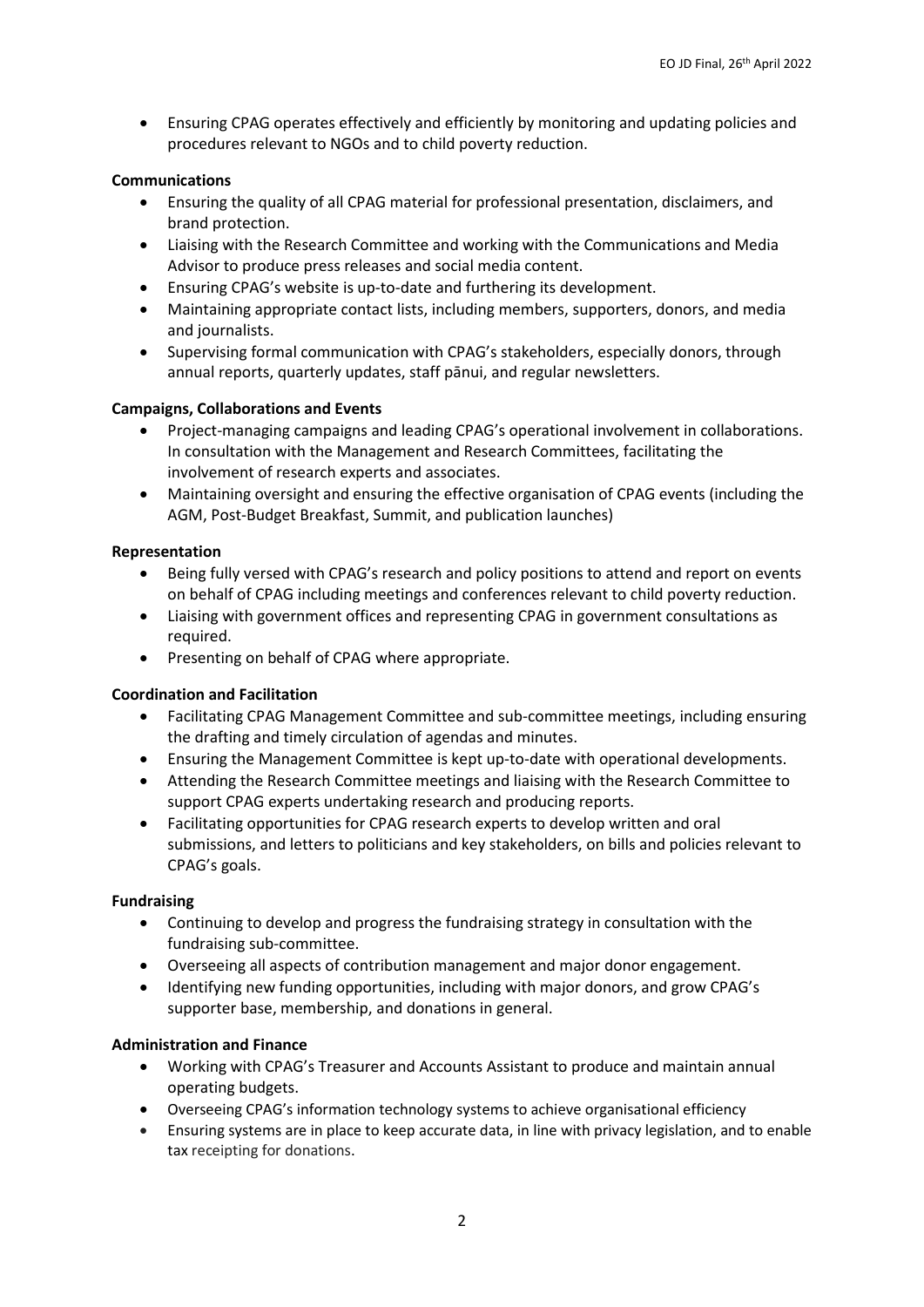- Ensuring CPAG operates effectively and efficiently by monitoring and updating policies and procedures relevant to NGOs and to child poverty reduction.

**Communications**

- Ensuring the quality of all CPAG material for professional presentation, disclaimers, and brand protection.
- Liaising with the Research Committee and working with the Communications and Media Advisor to produce press releases and social media content.
- Ensuring CPAG's website is up-to-date and furthering its development.
- Maintaining appropriate contact lists, including members, supporters, donors, and media and journalists.
- Supervising formal communication with CPAG's stakeholders, especially donors, through annual reports, quarterly updates, staff pānui, and regular newsletters.

**Campaigns, Collaborations and Events**

- Project-managing campaigns and leading CPAG's operational involvement in collaborations. In consultation with the Management and Research Committees, facilitating the involvement of research experts and associates.
- Maintaining oversight and ensuring the effective organisation of CPAG events (including the AGM, Post-Budget Breakfast, Summit, and publication launches)

**Representation**

- Being fully versed with CPAG's research and policy positions to attend and report on events on behalf of CPAG including meetings and conferences relevant to child poverty reduction.
- Liaising with government offices and representing CPAG in government consultations as required.
- Presenting on behalf of CPAG where appropriate.

**Coordination and Facilitation**

- Facilitating CPAG Management Committee and sub-committee meetings, including ensuring the drafting and timely circulation of agendas and minutes.
- Ensuring the Management Committee is kept up-to-date with operational developments.
- Attending the Research Committee meetings and liaising with the Research Committee to support CPAG experts undertaking research and producing reports.
- Facilitating opportunities for CPAG research experts to develop written and oral submissions, and letters to politicians and key stakeholders, on bills and policies relevant to CPAG's goals.

**Fundraising**

- Continuing to develop and progress the fundraising strategy in consultation with the fundraising sub-committee.
- Overseeing all aspects of contribution management and major donor engagement.
- Identifying new funding opportunities, including with major donors, and grow CPAG's supporter base, membership, and donations in general.

**Administration and Finance**

- Working with CPAG's Treasurer and Accounts Assistant to produce and maintain annual operating budgets.
- Overseeing CPAG's information technology systems to achieve organisational efficiency
- Ensuring systems are in place to keep accurate data, in line with privacy legislation, and to enable tax receipting for donations.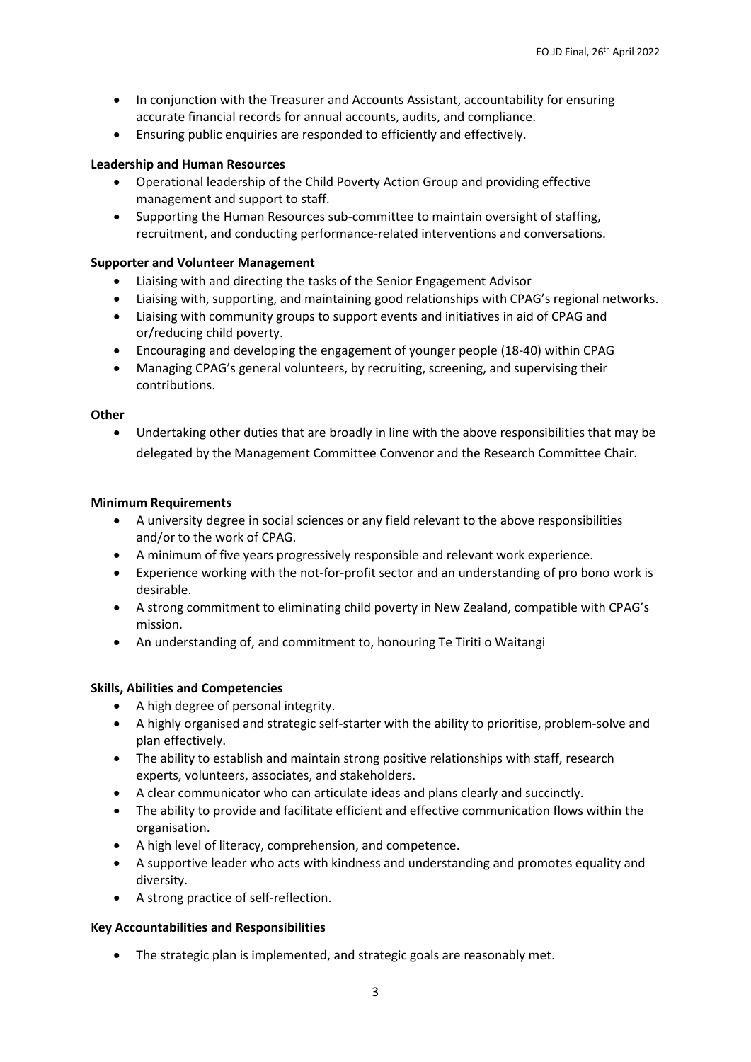- In conjunction with the Treasurer and Accounts Assistant, accountability for ensuring accurate financial records for annual accounts, audits, and compliance.
- Ensuring public enquiries are responded to efficiently and effectively.

**Leadership and Human Resources**

- Operational leadership of the Child Poverty Action Group and providing effective management and support to staff.
- Supporting the Human Resources sub-committee to maintain oversight of staffing, recruitment, and conducting performance-related interventions and conversations.

**Supporter and Volunteer Management**

- Liaising with and directing the tasks of the Senior Engagement Advisor
- Liaising with, supporting, and maintaining good relationships with CPAG's regional networks.
- Liaising with community groups to support events and initiatives in aid of CPAG and or/reducing child poverty.
- Encouraging and developing the engagement of younger people (18-40) within CPAG
- Managing CPAG's general volunteers, by recruiting, screening, and supervising their contributions.

**Other**

- Undertaking other duties that are broadly in line with the above responsibilities that may be delegated by the Management Committee Convenor and the Research Committee Chair.

**Minimum Requirements**

- A university degree in social sciences or any field relevant to the above responsibilities and/or to the work of CPAG.
- A minimum of five years progressively responsible and relevant work experience.
- Experience working with the not-for-profit sector and an understanding of pro bono work is desirable.
- A strong commitment to eliminating child poverty in New Zealand, compatible with CPAG's mission.
- An understanding of, and commitment to, honouring Te Tiriti o Waitangi

**Skills, Abilities and Competencies**

- A high degree of personal integrity.
- A highly organised and strategic self-starter with the ability to prioritise, problem-solve and plan effectively.
- The ability to establish and maintain strong positive relationships with staff, research experts, volunteers, associates, and stakeholders.
- A clear communicator who can articulate ideas and plans clearly and succinctly.
- The ability to provide and facilitate efficient and effective communication flows within the organisation.
- A high level of literacy, comprehension, and competence.
- A supportive leader who acts with kindness and understanding and promotes equality and diversity.
- A strong practice of self-reflection.

**Key Accountabilities and Responsibilities**

- The strategic plan is implemented, and strategic goals are reasonably met.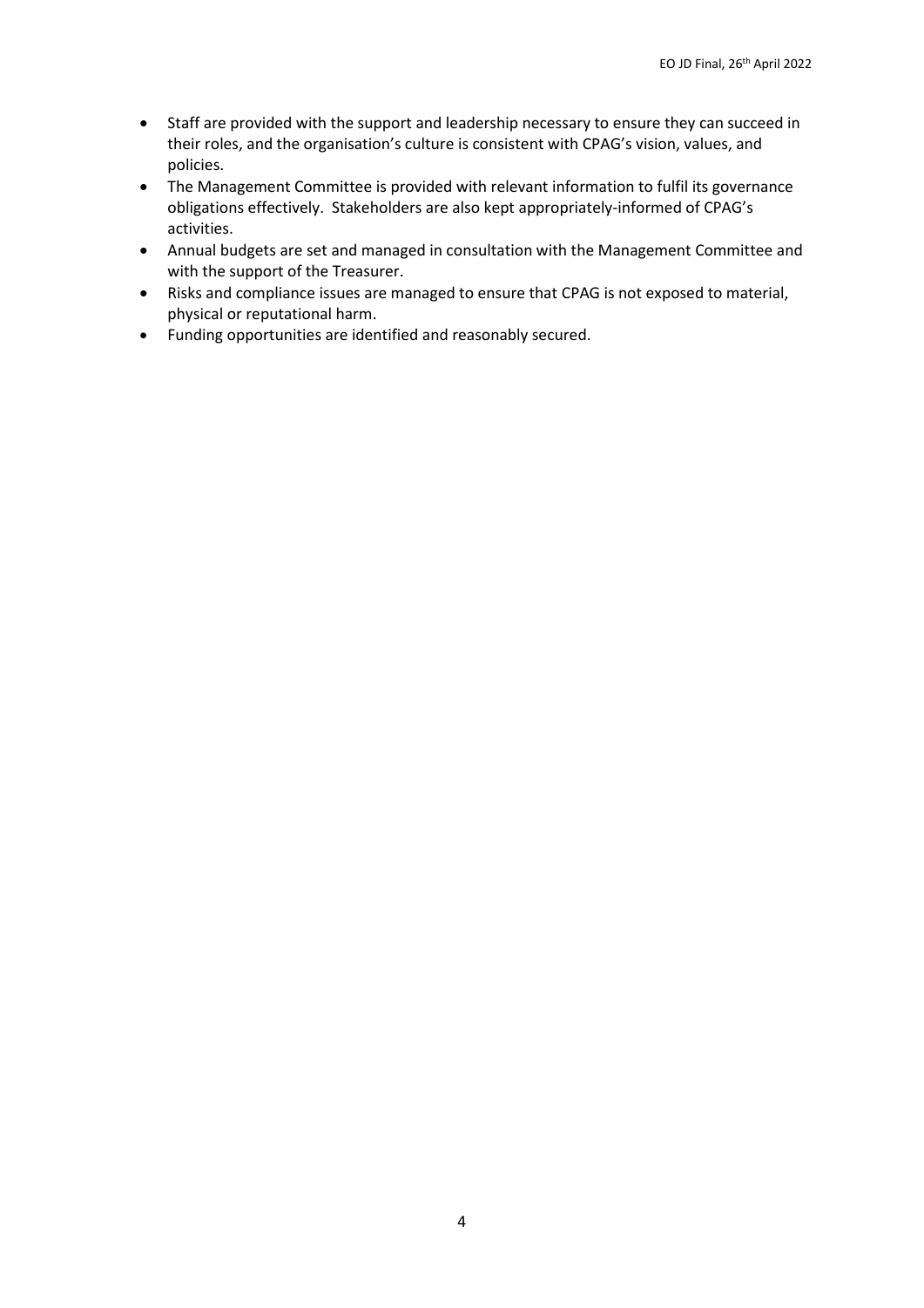- Staff are provided with the support and leadership necessary to ensure they can succeed in their roles, and the organisation's culture is consistent with CPAG's vision, values, and policies.
- The Management Committee is provided with relevant information to fulfil its governance obligations effectively. Stakeholders are also kept appropriately-informed of CPAG's activities.
- Annual budgets are set and managed in consultation with the Management Committee and with the support of the Treasurer.
- Risks and compliance issues are managed to ensure that CPAG is not exposed to material, physical or reputational harm.
- Funding opportunities are identified and reasonably secured.